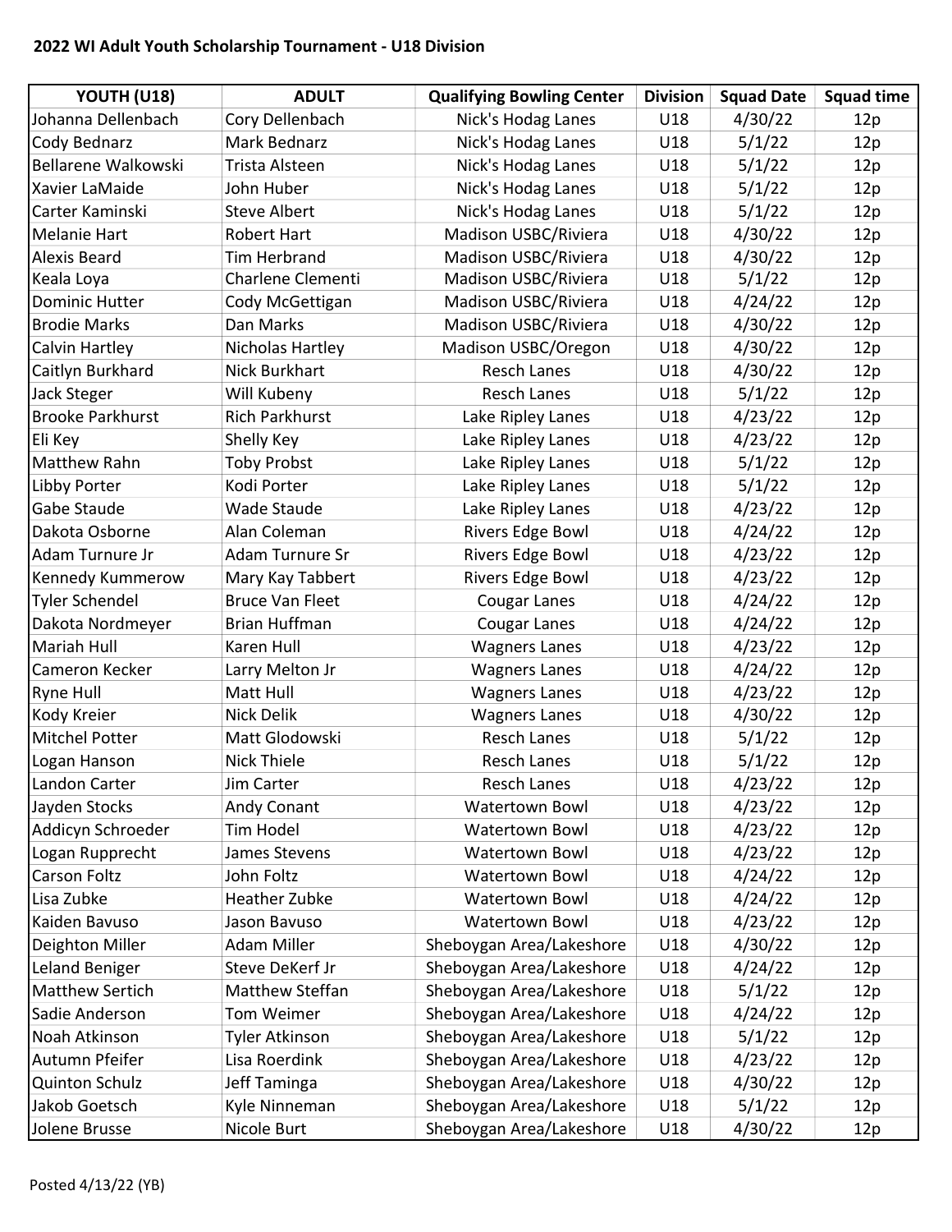## 2022 WI Adult Youth Scholarship Tournament - U18 Division

| YOUTH (U18) | ADULT | Qualifying Bowling Center | Division | Squad Date | Squad time |
|---|---|---|---|---|---|
| Johanna Dellenbach | Cory Dellenbach | Nick's Hodag Lanes | U18 | 4/30/22 | 12p |
| Cody Bednarz | Mark Bednarz | Nick's Hodag Lanes | U18 | 5/1/22 | 12p |
| Bellarene Walkowski | Trista Alsteen | Nick's Hodag Lanes | U18 | 5/1/22 | 12p |
| Xavier LaMaide | John Huber | Nick's Hodag Lanes | U18 | 5/1/22 | 12p |
| Carter Kaminski | Steve Albert | Nick's Hodag Lanes | U18 | 5/1/22 | 12p |
| Melanie Hart | Robert Hart | Madison USBC/Riviera | U18 | 4/30/22 | 12p |
| Alexis Beard | Tim Herbrand | Madison USBC/Riviera | U18 | 4/30/22 | 12p |
| Keala Loya | Charlene Clementi | Madison USBC/Riviera | U18 | 5/1/22 | 12p |
| Dominic Hutter | Cody McGettigan | Madison USBC/Riviera | U18 | 4/24/22 | 12p |
| Brodie Marks | Dan Marks | Madison USBC/Riviera | U18 | 4/30/22 | 12p |
| Calvin Hartley | Nicholas Hartley | Madison USBC/Oregon | U18 | 4/30/22 | 12p |
| Caitlyn Burkhard | Nick Burkhart | Resch Lanes | U18 | 4/30/22 | 12p |
| Jack Steger | Will Kubeny | Resch Lanes | U18 | 5/1/22 | 12p |
| Brooke Parkhurst | Rich Parkhurst | Lake Ripley Lanes | U18 | 4/23/22 | 12p |
| Eli Key | Shelly Key | Lake Ripley Lanes | U18 | 4/23/22 | 12p |
| Matthew Rahn | Toby Probst | Lake Ripley Lanes | U18 | 5/1/22 | 12p |
| Libby Porter | Kodi Porter | Lake Ripley Lanes | U18 | 5/1/22 | 12p |
| Gabe Staude | Wade Staude | Lake Ripley Lanes | U18 | 4/23/22 | 12p |
| Dakota Osborne | Alan Coleman | Rivers Edge Bowl | U18 | 4/24/22 | 12p |
| Adam Turnure Jr | Adam Turnure Sr | Rivers Edge Bowl | U18 | 4/23/22 | 12p |
| Kennedy Kummerow | Mary Kay Tabbert | Rivers Edge Bowl | U18 | 4/23/22 | 12p |
| Tyler Schendel | Bruce Van Fleet | Cougar Lanes | U18 | 4/24/22 | 12p |
| Dakota Nordmeyer | Brian Huffman | Cougar Lanes | U18 | 4/24/22 | 12p |
| Mariah Hull | Karen Hull | Wagners Lanes | U18 | 4/23/22 | 12p |
| Cameron Kecker | Larry Melton Jr | Wagners Lanes | U18 | 4/24/22 | 12p |
| Ryne Hull | Matt Hull | Wagners Lanes | U18 | 4/23/22 | 12p |
| Kody Kreier | Nick Delik | Wagners Lanes | U18 | 4/30/22 | 12p |
| Mitchel Potter | Matt Glodowski | Resch Lanes | U18 | 5/1/22 | 12p |
| Logan Hanson | Nick Thiele | Resch Lanes | U18 | 5/1/22 | 12p |
| Landon Carter | Jim Carter | Resch Lanes | U18 | 4/23/22 | 12p |
| Jayden Stocks | Andy Conant | Watertown Bowl | U18 | 4/23/22 | 12p |
| Addicyn Schroeder | Tim Hodel | Watertown Bowl | U18 | 4/23/22 | 12p |
| Logan Rupprecht | James Stevens | Watertown Bowl | U18 | 4/23/22 | 12p |
| Carson Foltz | John Foltz | Watertown Bowl | U18 | 4/24/22 | 12p |
| Lisa Zubke | Heather Zubke | Watertown Bowl | U18 | 4/24/22 | 12p |
| Kaiden Bavuso | Jason Bavuso | Watertown Bowl | U18 | 4/23/22 | 12p |
| Deighton Miller | Adam Miller | Sheboygan Area/Lakeshore | U18 | 4/30/22 | 12p |
| Leland Beniger | Steve DeKerf Jr | Sheboygan Area/Lakeshore | U18 | 4/24/22 | 12p |
| Matthew Sertich | Matthew Steffan | Sheboygan Area/Lakeshore | U18 | 5/1/22 | 12p |
| Sadie Anderson | Tom Weimer | Sheboygan Area/Lakeshore | U18 | 4/24/22 | 12p |
| Noah Atkinson | Tyler Atkinson | Sheboygan Area/Lakeshore | U18 | 5/1/22 | 12p |
| Autumn Pfeifer | Lisa Roerdink | Sheboygan Area/Lakeshore | U18 | 4/23/22 | 12p |
| Quinton Schulz | Jeff Taminga | Sheboygan Area/Lakeshore | U18 | 4/30/22 | 12p |
| Jakob Goetsch | Kyle Ninneman | Sheboygan Area/Lakeshore | U18 | 5/1/22 | 12p |
| Jolene Brusse | Nicole Burt | Sheboygan Area/Lakeshore | U18 | 4/30/22 | 12p |

Posted 4/13/22 (YB)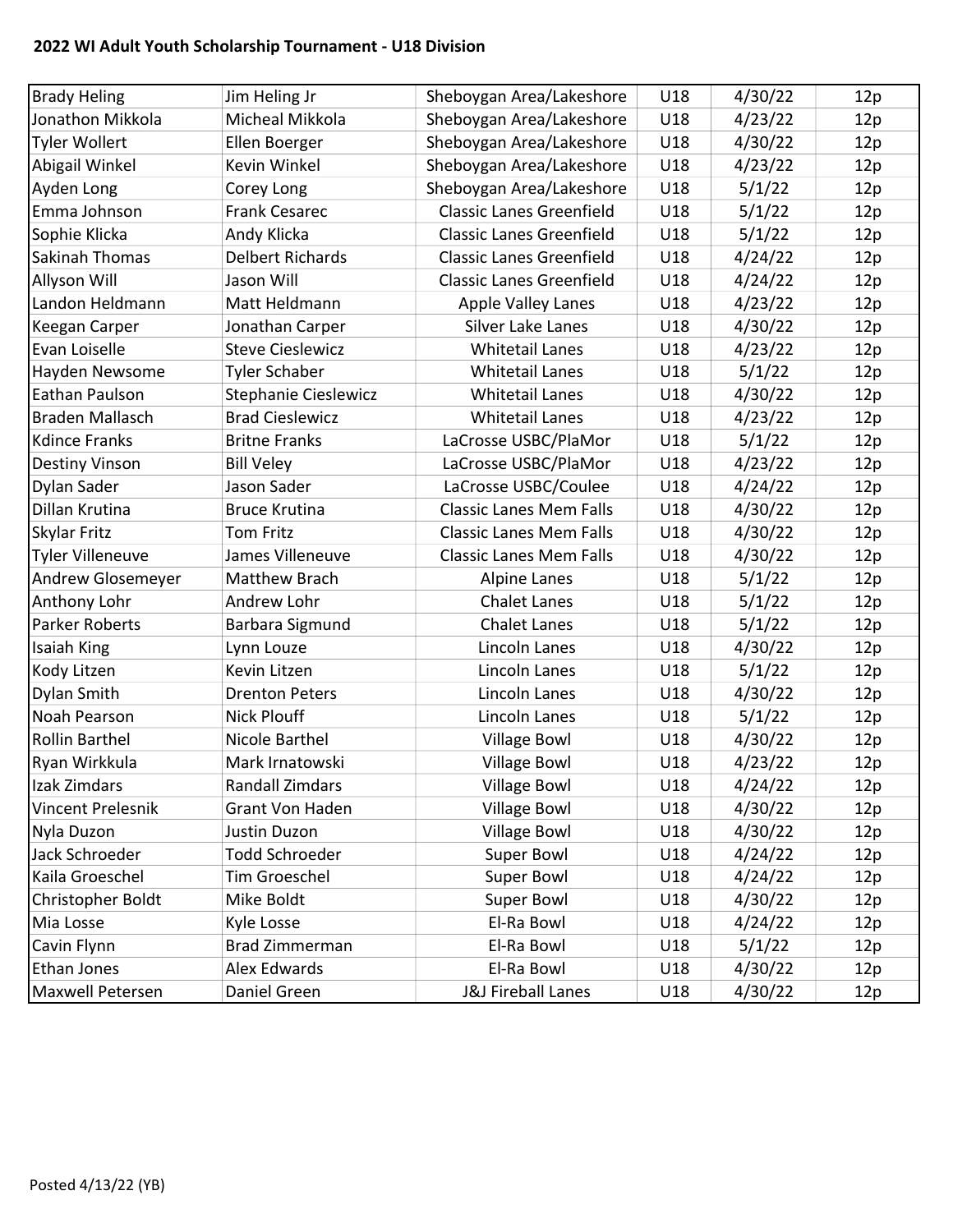## 2022 WI Adult Youth Scholarship Tournament - U18 Division

| | | | | | |
|---|---|---|---|---|---|
| Brady Heling | Jim Heling Jr | Sheboygan Area/Lakeshore | U18 | 4/30/22 | 12p |
| Jonathon Mikkola | Micheal Mikkola | Sheboygan Area/Lakeshore | U18 | 4/23/22 | 12p |
| Tyler Wollert | Ellen Boerger | Sheboygan Area/Lakeshore | U18 | 4/30/22 | 12p |
| Abigail Winkel | Kevin Winkel | Sheboygan Area/Lakeshore | U18 | 4/23/22 | 12p |
| Ayden Long | Corey Long | Sheboygan Area/Lakeshore | U18 | 5/1/22 | 12p |
| Emma Johnson | Frank Cesarec | Classic Lanes Greenfield | U18 | 5/1/22 | 12p |
| Sophie Klicka | Andy Klicka | Classic Lanes Greenfield | U18 | 5/1/22 | 12p |
| Sakinah Thomas | Delbert Richards | Classic Lanes Greenfield | U18 | 4/24/22 | 12p |
| Allyson Will | Jason Will | Classic Lanes Greenfield | U18 | 4/24/22 | 12p |
| Landon Heldmann | Matt Heldmann | Apple Valley Lanes | U18 | 4/23/22 | 12p |
| Keegan Carper | Jonathan Carper | Silver Lake Lanes | U18 | 4/30/22 | 12p |
| Evan Loiselle | Steve Cieslewicz | Whitetail Lanes | U18 | 4/23/22 | 12p |
| Hayden Newsome | Tyler Schaber | Whitetail Lanes | U18 | 5/1/22 | 12p |
| Eathan Paulson | Stephanie Cieslewicz | Whitetail Lanes | U18 | 4/30/22 | 12p |
| Braden Mallasch | Brad Cieslewicz | Whitetail Lanes | U18 | 4/23/22 | 12p |
| Kdince Franks | Britne Franks | LaCrosse USBC/PlaMor | U18 | 5/1/22 | 12p |
| Destiny Vinson | Bill Veley | LaCrosse USBC/PlaMor | U18 | 4/23/22 | 12p |
| Dylan Sader | Jason Sader | LaCrosse USBC/Coulee | U18 | 4/24/22 | 12p |
| Dillan Krutina | Bruce Krutina | Classic Lanes Mem Falls | U18 | 4/30/22 | 12p |
| Skylar Fritz | Tom Fritz | Classic Lanes Mem Falls | U18 | 4/30/22 | 12p |
| Tyler Villeneuve | James Villeneuve | Classic Lanes Mem Falls | U18 | 4/30/22 | 12p |
| Andrew Glosemeyer | Matthew Brach | Alpine Lanes | U18 | 5/1/22 | 12p |
| Anthony Lohr | Andrew Lohr | Chalet Lanes | U18 | 5/1/22 | 12p |
| Parker Roberts | Barbara Sigmund | Chalet Lanes | U18 | 5/1/22 | 12p |
| Isaiah King | Lynn Louze | Lincoln Lanes | U18 | 4/30/22 | 12p |
| Kody Litzen | Kevin Litzen | Lincoln Lanes | U18 | 5/1/22 | 12p |
| Dylan Smith | Drenton Peters | Lincoln Lanes | U18 | 4/30/22 | 12p |
| Noah Pearson | Nick Plouff | Lincoln Lanes | U18 | 5/1/22 | 12p |
| Rollin Barthel | Nicole Barthel | Village Bowl | U18 | 4/30/22 | 12p |
| Ryan Wirkkula | Mark Irnatowski | Village Bowl | U18 | 4/23/22 | 12p |
| Izak Zimdars | Randall Zimdars | Village Bowl | U18 | 4/24/22 | 12p |
| Vincent Prelesnik | Grant Von Haden | Village Bowl | U18 | 4/30/22 | 12p |
| Nyla Duzon | Justin Duzon | Village Bowl | U18 | 4/30/22 | 12p |
| Jack Schroeder | Todd Schroeder | Super Bowl | U18 | 4/24/22 | 12p |
| Kaila Groeschel | Tim Groeschel | Super Bowl | U18 | 4/24/22 | 12p |
| Christopher Boldt | Mike Boldt | Super Bowl | U18 | 4/30/22 | 12p |
| Mia Losse | Kyle Losse | El-Ra Bowl | U18 | 4/24/22 | 12p |
| Cavin Flynn | Brad Zimmerman | El-Ra Bowl | U18 | 5/1/22 | 12p |
| Ethan Jones | Alex Edwards | El-Ra Bowl | U18 | 4/30/22 | 12p |
| Maxwell Petersen | Daniel Green | J&J Fireball Lanes | U18 | 4/30/22 | 12p |

Posted 4/13/22 (YB)